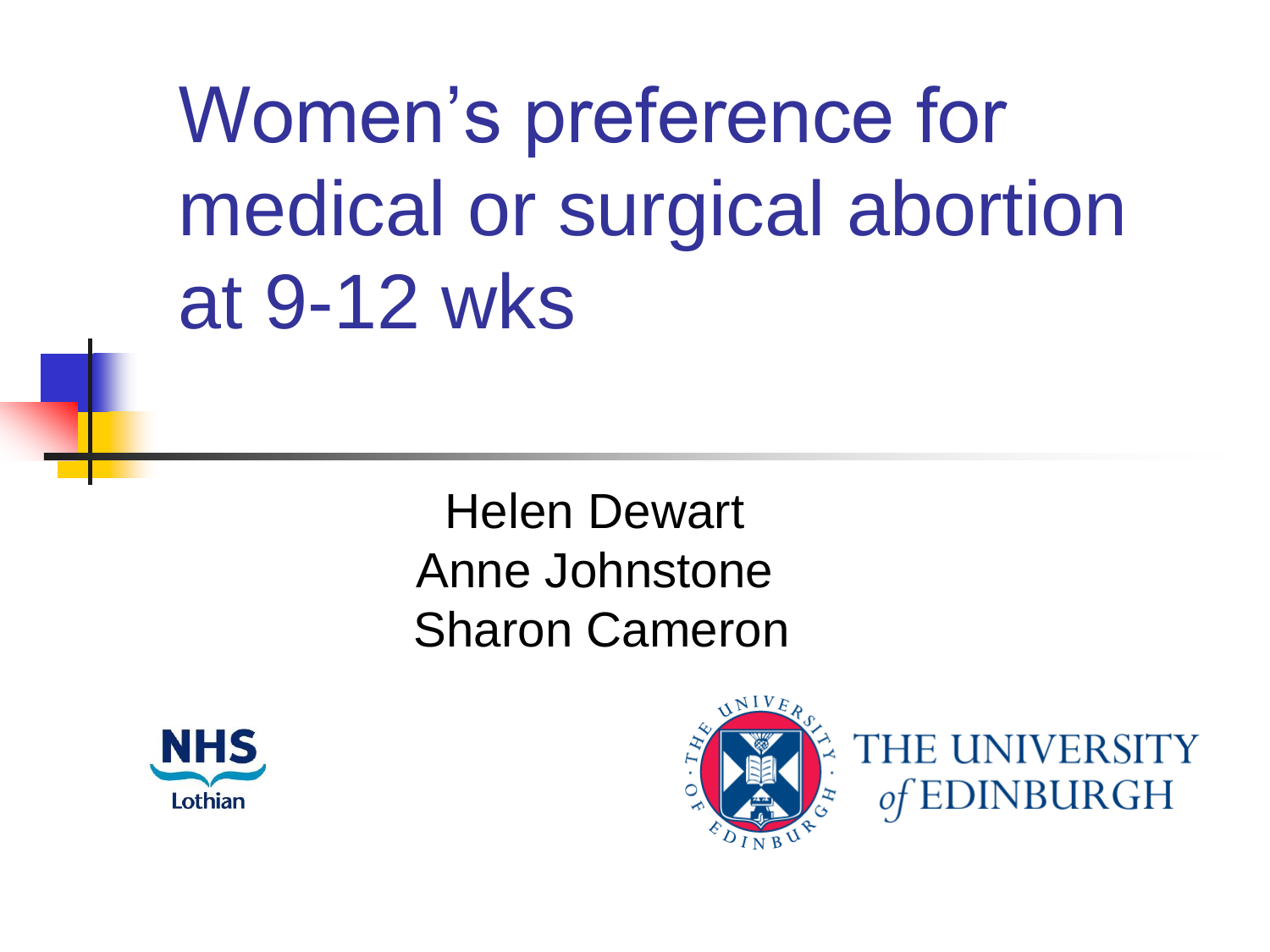# Women's preference for medical or surgical abortion at 9-12 wks

Helen Dewart
Anne Johnstone
Sharon Cameron

NHS Lothian

THE UNIVERSITY of EDINBURGH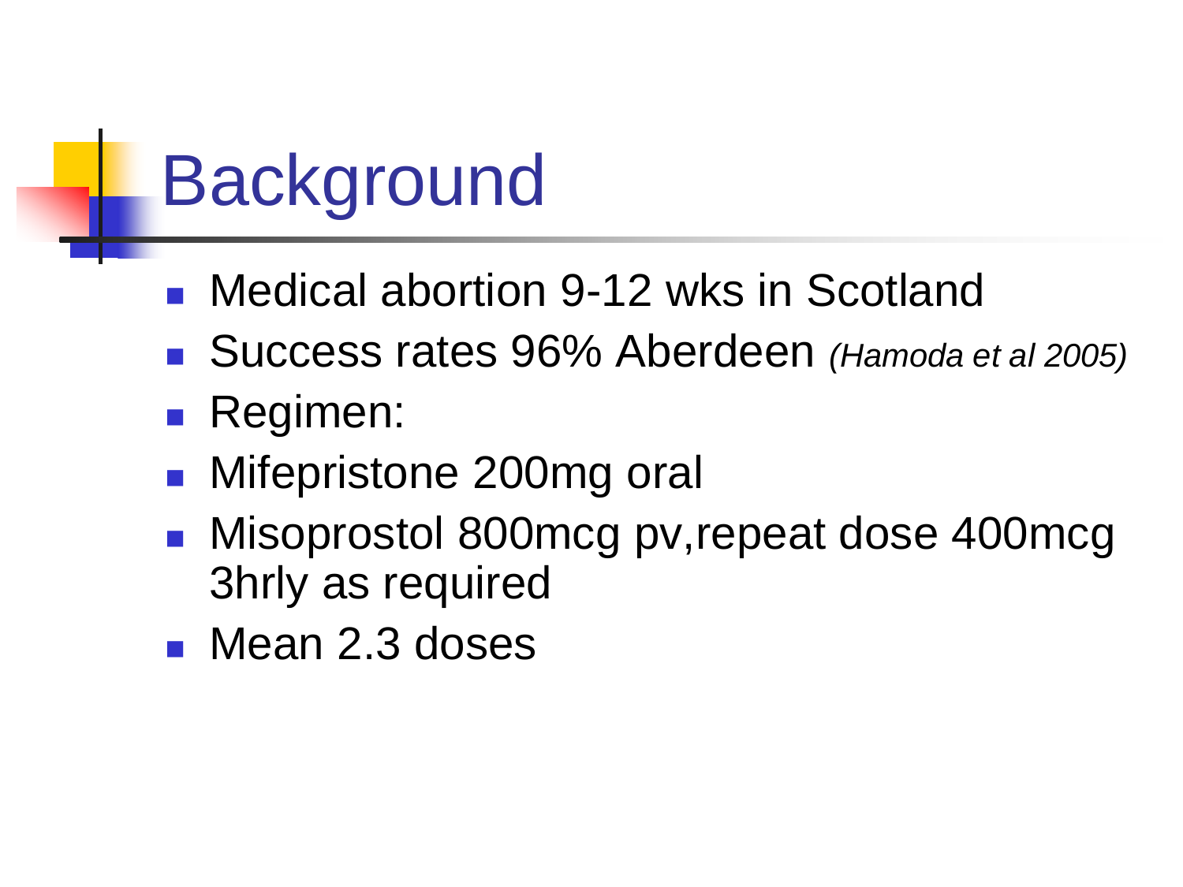# Background

- Medical abortion 9-12 wks in Scotland
- Success rates 96% Aberdeen *(Hamoda et al 2005)*
- Regimen:
- Mifepristone 200mg oral
- Misoprostol 800mcg pv,repeat dose 400mcg 3hrly as required
- Mean 2.3 doses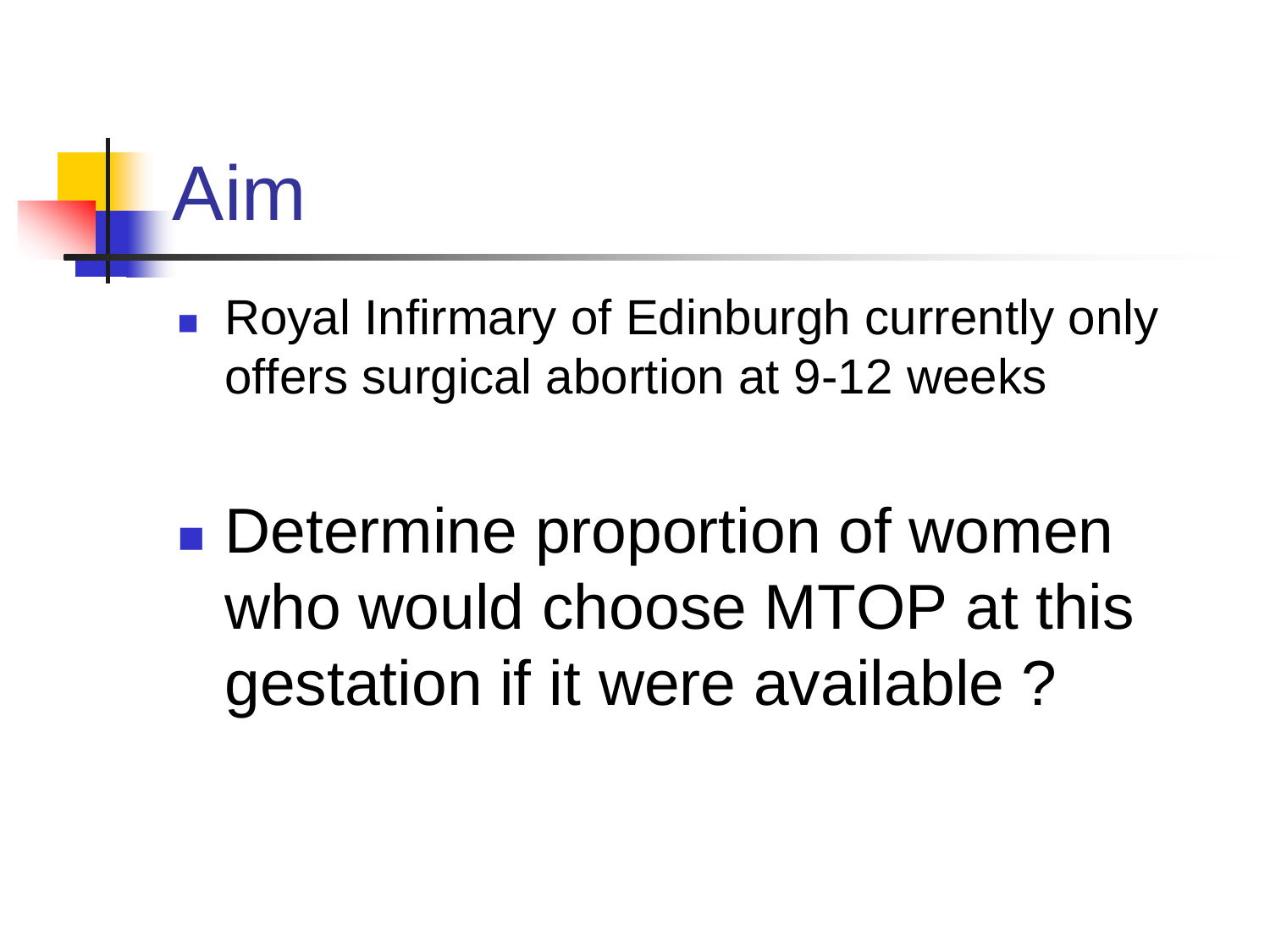# Aim

- Royal Infirmary of Edinburgh currently only offers surgical abortion at 9-12 weeks

- Determine proportion of women who would choose MTOP at this gestation if it were available ?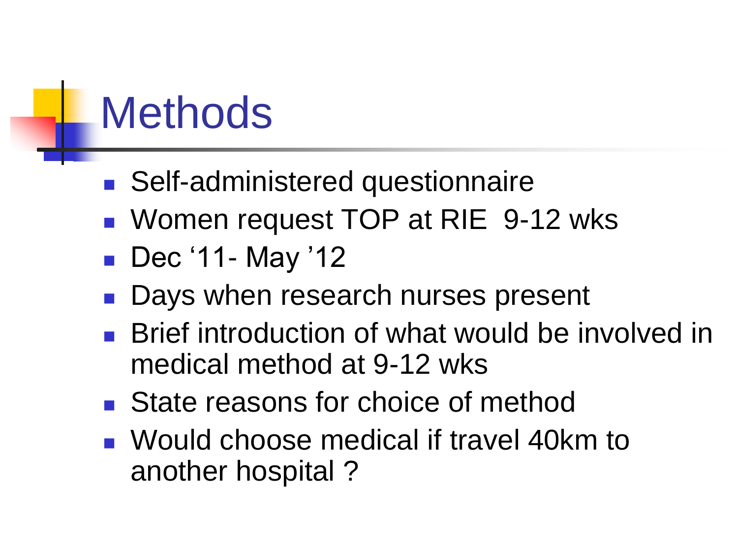# Methods

- Self-administered questionnaire
- Women request TOP at RIE  9-12 wks
- Dec ‘11- May ’12
- Days when research nurses present
- Brief introduction of what would be involved in medical method at 9-12 wks
- State reasons for choice of method
- Would choose medical if travel 40km to another hospital ?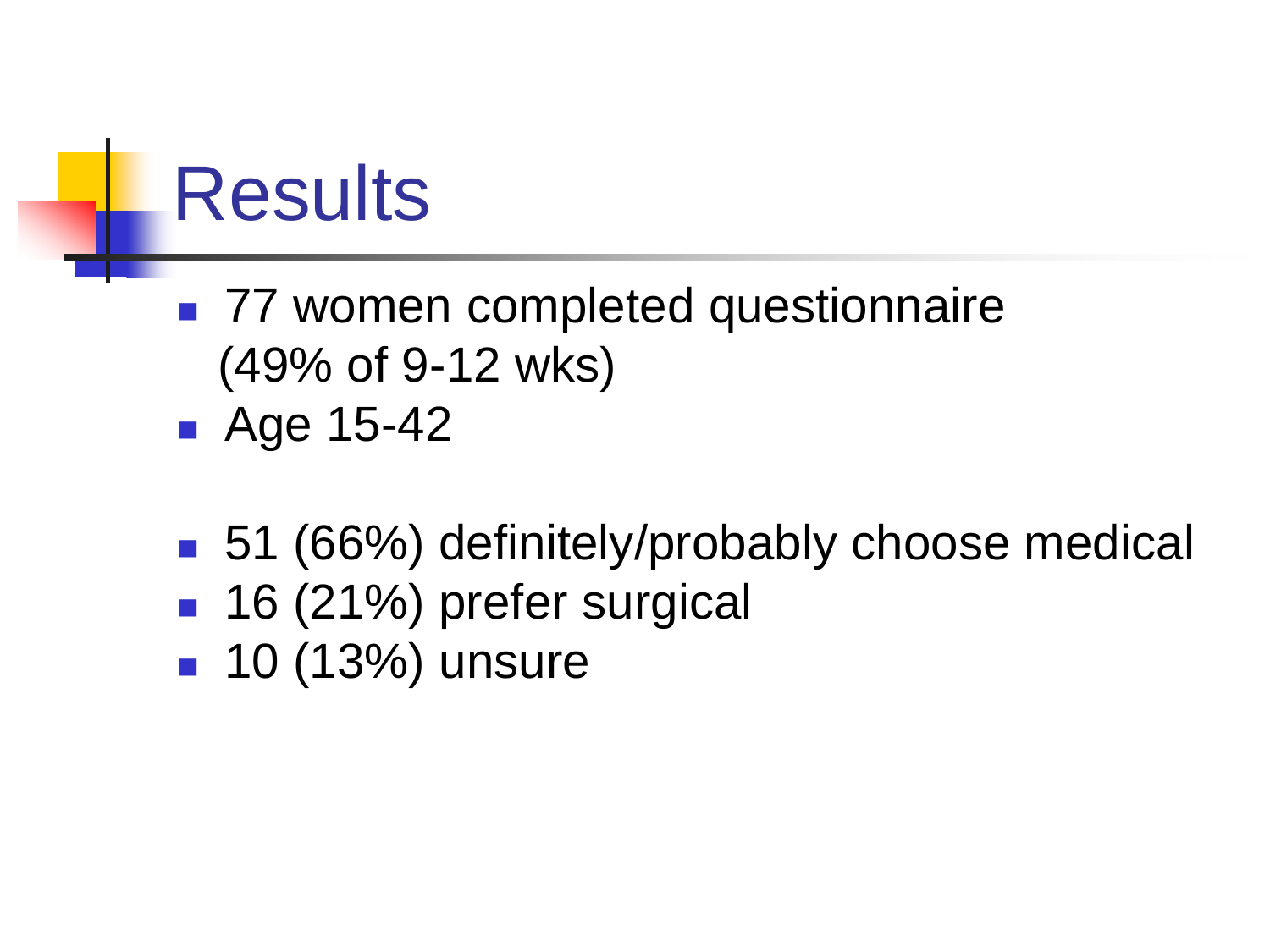# Results

- 77 women completed questionnaire (49% of 9-12 wks)
- Age 15-42

- 51 (66%) definitely/probably choose medical
- 16 (21%) prefer surgical
- 10 (13%) unsure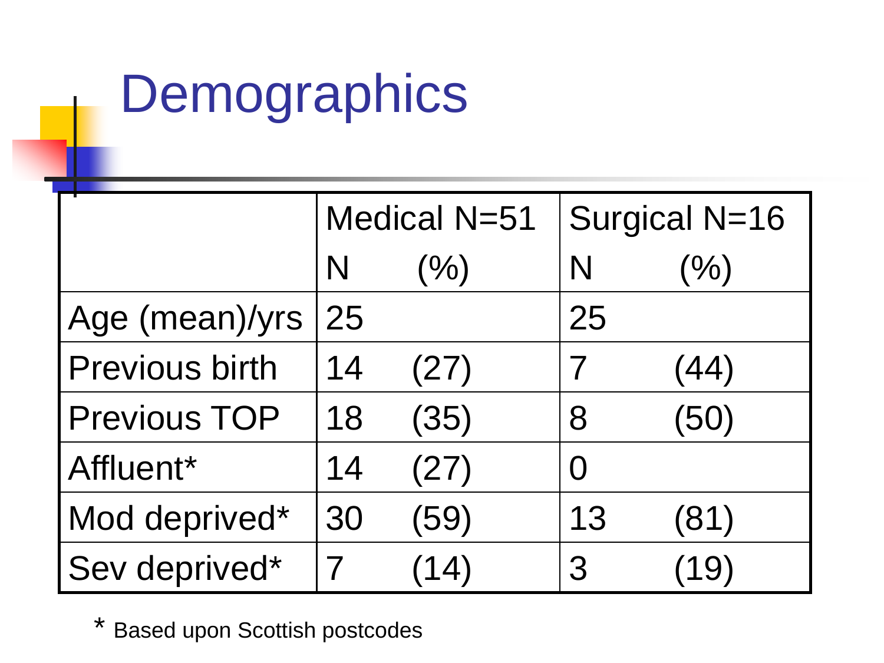# Demographics

| | Medical N=51 | | Surgical N=16 | |
|---|---|---|---|---|
| | N | (%) | N | (%) |
| Age (mean)/yrs | 25 | | 25 | |
| Previous birth | 14 | (27) | 7 | (44) |
| Previous TOP | 18 | (35) | 8 | (50) |
| Affluent* | 14 | (27) | 0 | |
| Mod deprived* | 30 | (59) | 13 | (81) |
| Sev deprived* | 7 | (14) | 3 | (19) |

* Based upon Scottish postcodes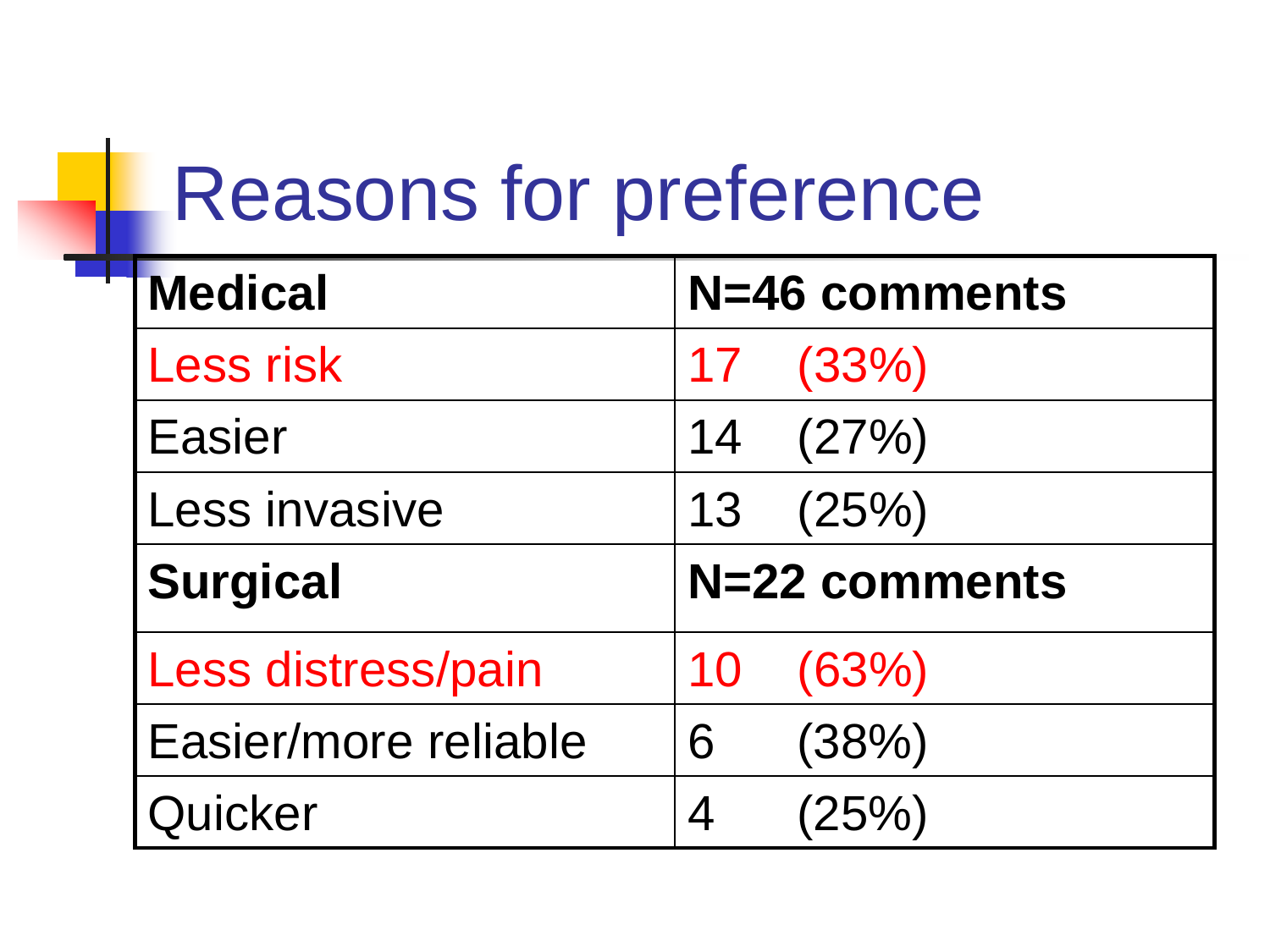# Reasons for preference

| **Medical** | **N=46 comments** |
|---|---|
| Less risk | 17 (33%) |
| Easier | 14 (27%) |
| Less invasive | 13 (25%) |
| **Surgical** | **N=22 comments** |
| Less distress/pain | 10 (63%) |
| Easier/more reliable | 6 (38%) |
| Quicker | 4 (25%) |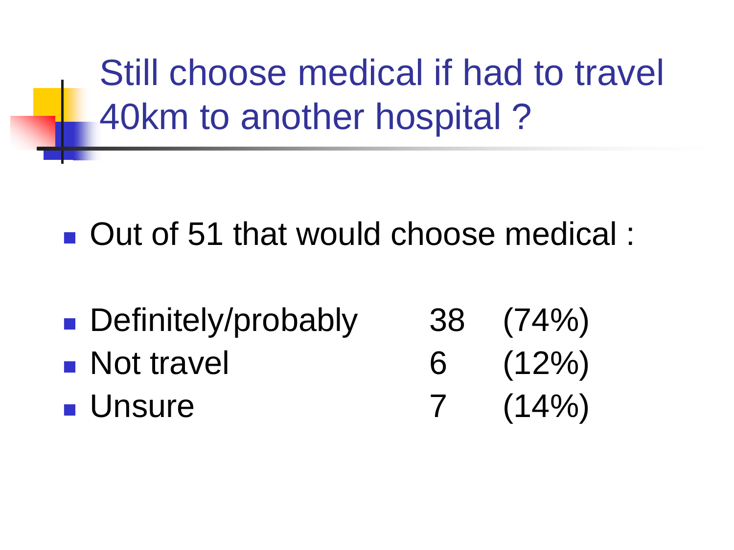# Still choose medical if had to travel 40km to another hospital ?

- Out of 51 that would choose medical :

| | | |
|---|---|---|
| Definitely/probably | 38 | (74%) |
| Not travel | 6 | (12%) |
| Unsure | 7 | (14%) |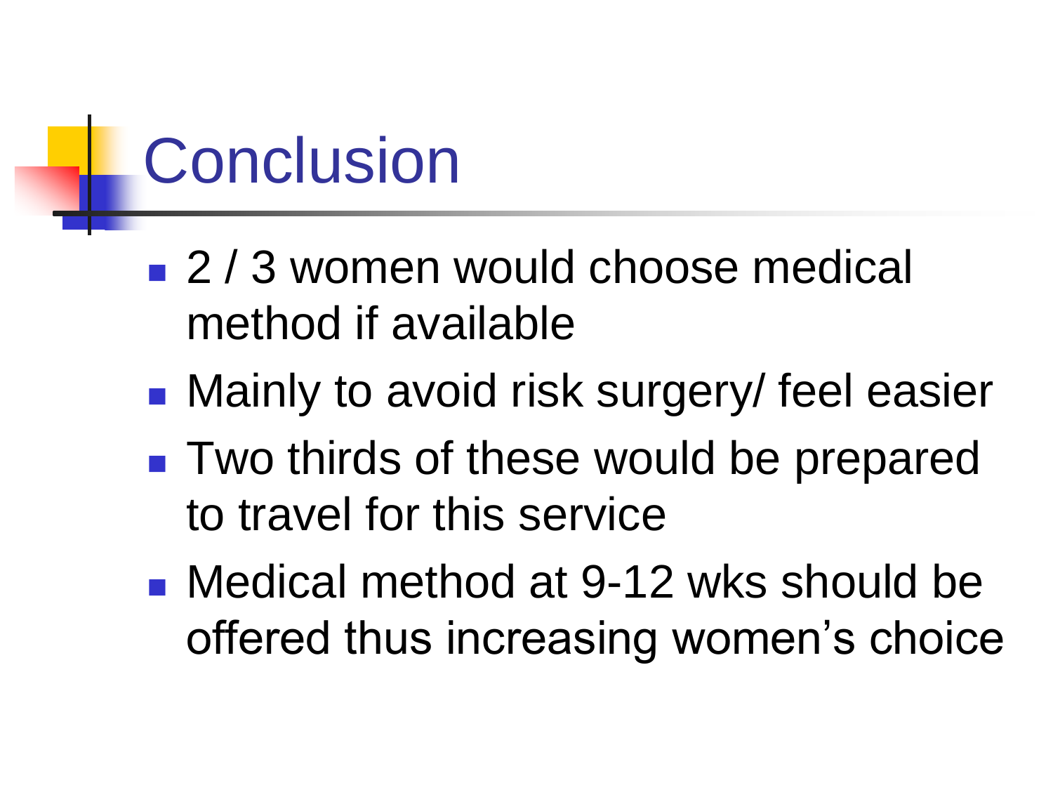# Conclusion

- 2 / 3 women would choose medical method if available
- Mainly to avoid risk surgery/ feel easier
- Two thirds of these would be prepared to travel for this service
- Medical method at 9-12 wks should be offered thus increasing women's choice